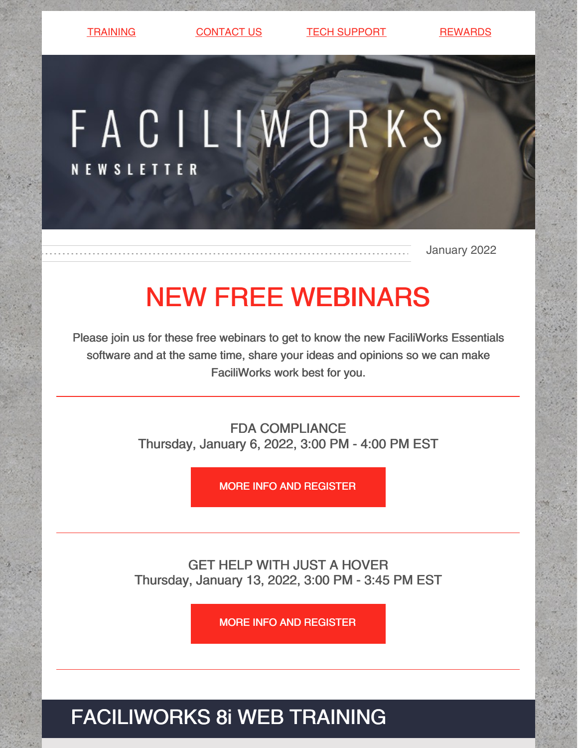TRAINING | CONTACT US | TECH SUPPORT | REWARDS

# FACILIWORKS

NEWSLETTER

January 2022

## NEW FREE WEBINARS

Please join us for these free webinars to get to know the new FaciliWorks Essentials software and at the same time, share your ideas and opinions so we can make FaciliWorks work best for you.

---

FDA COMPLIANCE
Thursday, January 6, 2022, 3:00 PM - 4:00 PM EST

MORE INFO AND REGISTER

---

GET HELP WITH JUST A HOVER
Thursday, January 13, 2022, 3:00 PM - 3:45 PM EST

MORE INFO AND REGISTER

---

## FACILIWORKS 8i WEB TRAINING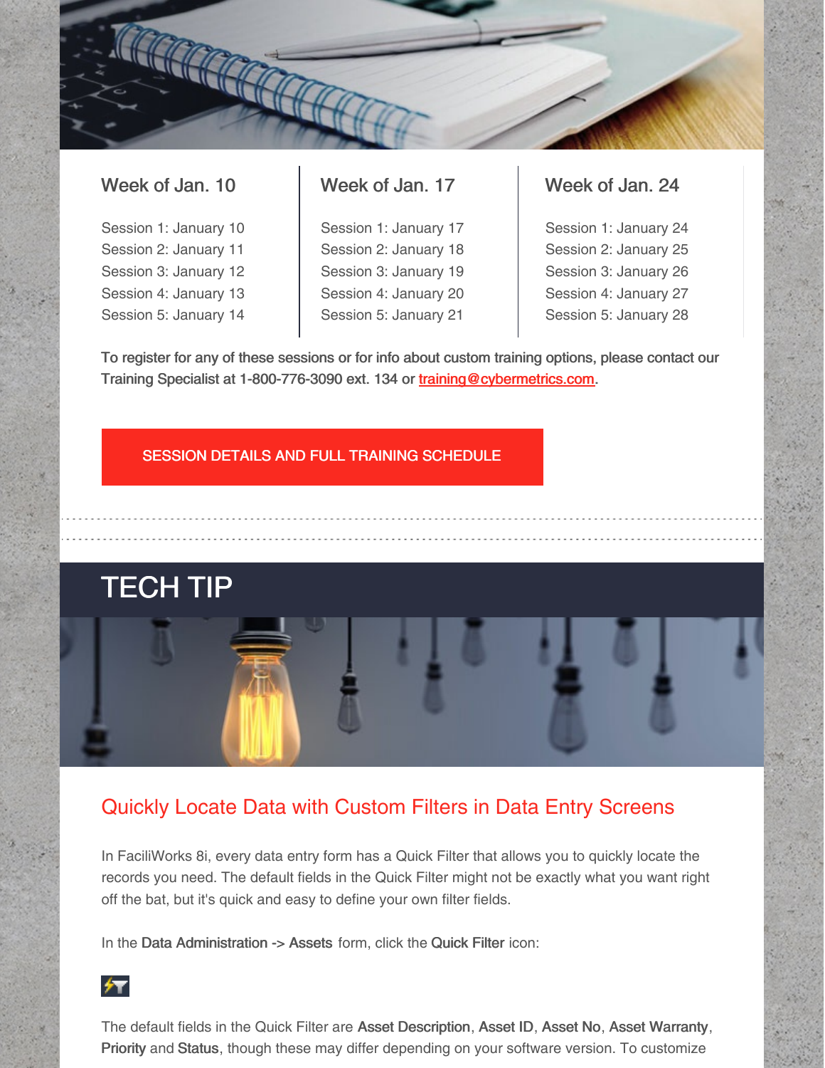| Week of Jan. 10 | Week of Jan. 17 | Week of Jan. 24 |
| --- | --- | --- |
| Session 1: January 10 | Session 1: January 17 | Session 1: January 24 |
| Session 2: January 11 | Session 2: January 18 | Session 2: January 25 |
| Session 3: January 12 | Session 3: January 19 | Session 3: January 26 |
| Session 4: January 13 | Session 4: January 20 | Session 4: January 27 |
| Session 5: January 14 | Session 5: January 21 | Session 5: January 28 |

To register for any of these sessions or for info about custom training options, please contact our Training Specialist at 1-800-776-3090 ext. 134 or training@cybermetrics.com.

SESSION DETAILS AND FULL TRAINING SCHEDULE

# TECH TIP

## Quickly Locate Data with Custom Filters in Data Entry Screens

In FaciliWorks 8i, every data entry form has a Quick Filter that allows you to quickly locate the records you need. The default fields in the Quick Filter might not be exactly what you want right off the bat, but it's quick and easy to define your own filter fields.

In the **Data Administration -> Assets** form, click the **Quick Filter** icon:

The default fields in the Quick Filter are **Asset Description**, **Asset ID**, **Asset No**, **Asset Warranty**, **Priority** and **Status**, though these may differ depending on your software version. To customize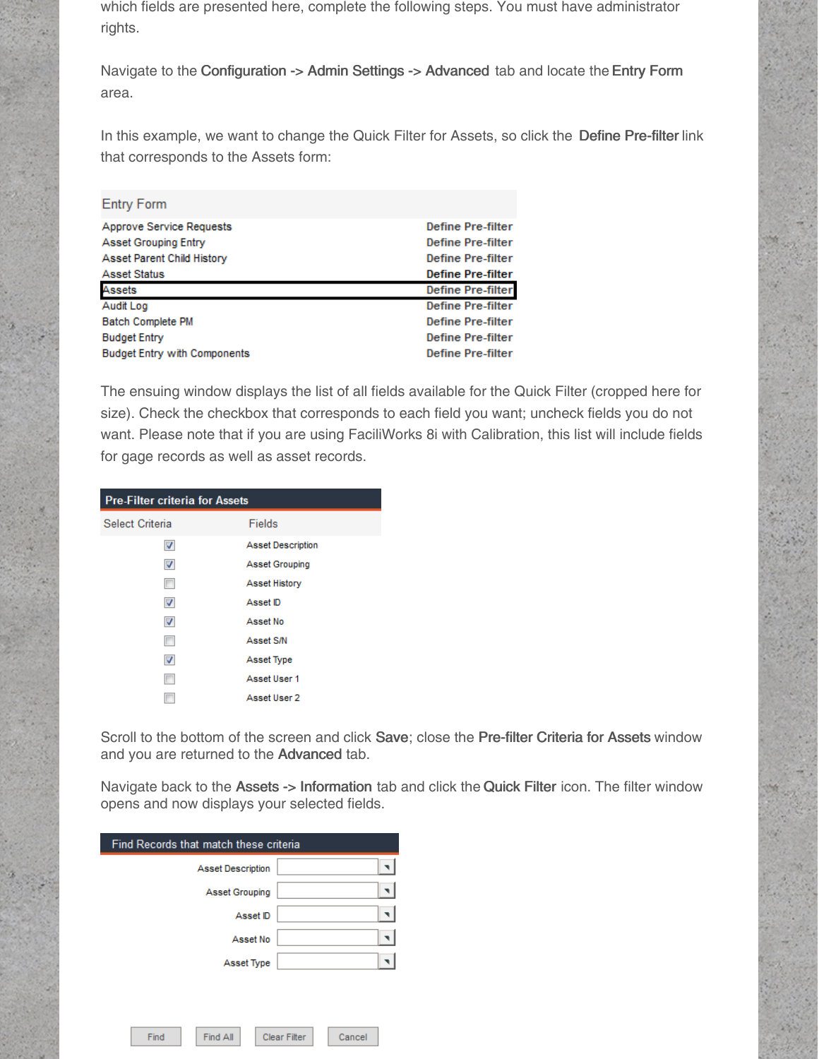which fields are presented here, complete the following steps. You must have administrator rights.

Navigate to the **Configuration -> Admin Settings -> Advanced** tab and locate the **Entry Form** area.

In this example, we want to change the Quick Filter for Assets, so click the **Define Pre-filter** link that corresponds to the Assets form:

| Entry Form | |
|---|---|
| Approve Service Requests | Define Pre-filter |
| Asset Grouping Entry | Define Pre-filter |
| Asset Parent Child History | Define Pre-filter |
| Asset Status | Define Pre-filter |
| Assets | Define Pre-filter |
| Audit Log | Define Pre-filter |
| Batch Complete PM | Define Pre-filter |
| Budget Entry | Define Pre-filter |
| Budget Entry with Components | Define Pre-filter |

The ensuing window displays the list of all fields available for the Quick Filter (cropped here for size). Check the checkbox that corresponds to each field you want; uncheck fields you do not want. Please note that if you are using FaciliWorks 8i with Calibration, this list will include fields for gage records as well as asset records.

**Pre-Filter criteria for Assets**

| Select Criteria | Fields |
|---|---|
| ☑ | Asset Description |
| ☑ | Asset Grouping |
| ☐ | Asset History |
| ☑ | Asset ID |
| ☑ | Asset No |
| ☐ | Asset S/N |
| ☑ | Asset Type |
| ☐ | Asset User 1 |
| ☐ | Asset User 2 |

Scroll to the bottom of the screen and click **Save**; close the **Pre-filter Criteria for Assets** window and you are returned to the **Advanced** tab.

Navigate back to the **Assets -> Information** tab and click the **Quick Filter** icon. The filter window opens and now displays your selected fields.

**Find Records that match these criteria**

Asset Description
Asset Grouping
Asset ID
Asset No
Asset Type

Find | Find All | Clear Filter | Cancel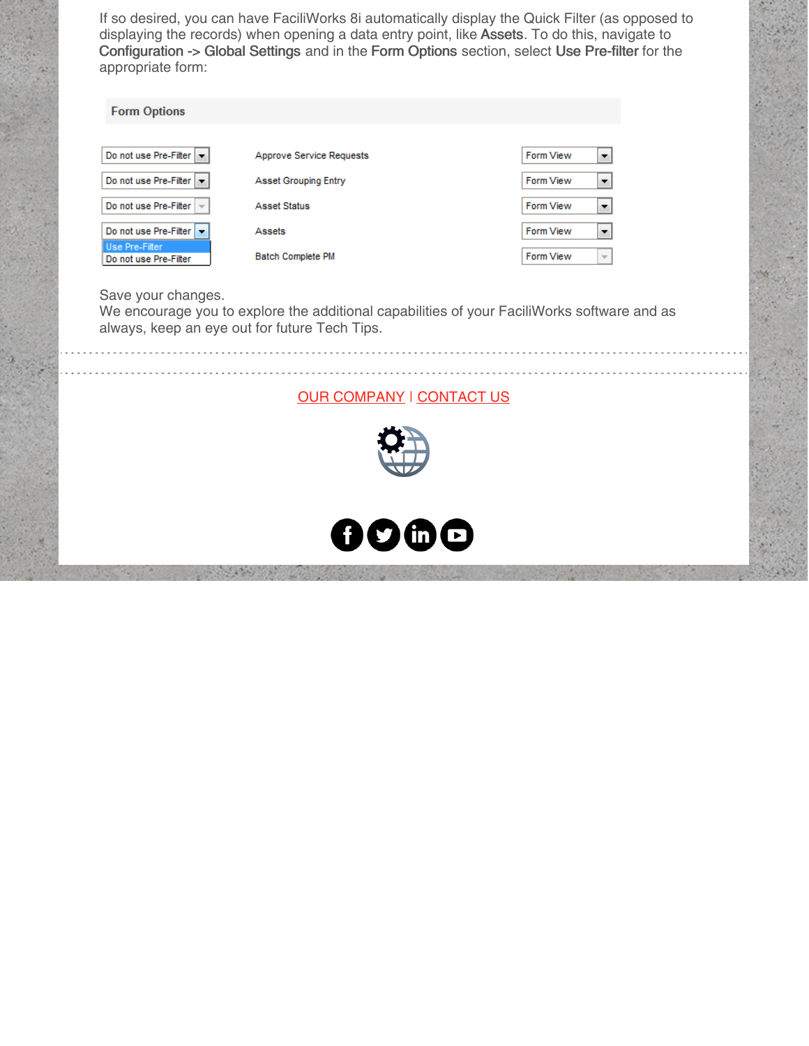If so desired, you can have FaciliWorks 8i automatically display the Quick Filter (as opposed to displaying the records) when opening a data entry point, like **Assets**. To do this, navigate to **Configuration -> Global Settings** and in the **Form Options** section, select **Use Pre-filter** for the appropriate form:

**Form Options**

| | | |
|---|---|---|
| Do not use Pre-Filter | Approve Service Requests | Form View |
| Do not use Pre-Filter | Asset Grouping Entry | Form View |
| Do not use Pre-Filter | Asset Status | Form View |
| Do not use Pre-Filter (Use Pre-Filter / Do not use Pre-Filter) | Assets | Form View |
| | Batch Complete PM | Form View |

Save your changes.

We encourage you to explore the additional capabilities of your FaciliWorks software and as always, keep an eye out for future Tech Tips.

---

OUR COMPANY | CONTACT US